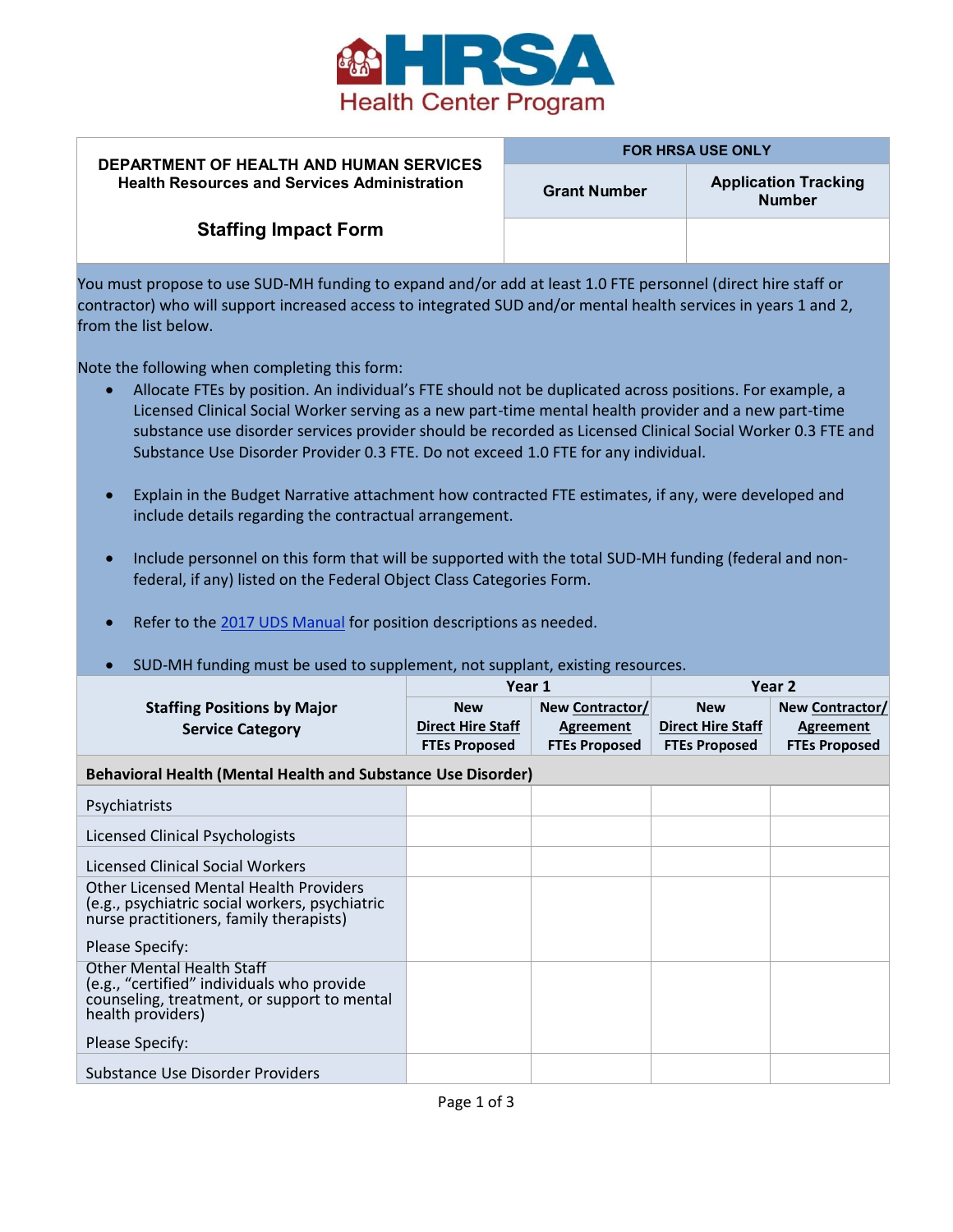HRSA Health Center Program

| DEPARTMENT OF HEALTH AND HUMAN SERVICES<br>Health Resources and Services Administration<br><br>**Staffing Impact Form** | FOR HRSA USE ONLY | |
|---|---|---|
| | **Grant Number** | **Application Tracking Number** |
| | | |

You must propose to use SUD-MH funding to expand and/or add at least 1.0 FTE personnel (direct hire staff or contractor) who will support increased access to integrated SUD and/or mental health services in years 1 and 2, from the list below.

Note the following when completing this form:

- Allocate FTEs by position. An individual's FTE should not be duplicated across positions. For example, a Licensed Clinical Social Worker serving as a new part-time mental health provider and a new part-time substance use disorder services provider should be recorded as Licensed Clinical Social Worker 0.3 FTE and Substance Use Disorder Provider 0.3 FTE. Do not exceed 1.0 FTE for any individual.
- Explain in the Budget Narrative attachment how contracted FTE estimates, if any, were developed and include details regarding the contractual arrangement.
- Include personnel on this form that will be supported with the total SUD-MH funding (federal and non-federal, if any) listed on the Federal Object Class Categories Form.
- Refer to the 2017 UDS Manual for position descriptions as needed.
- SUD-MH funding must be used to supplement, not supplant, existing resources.

| **Staffing Positions by Major Service Category** | **Year 1** | | **Year 2** | |
|---|---|---|---|---|
| | **New Direct Hire Staff FTEs Proposed** | **New Contractor/ Agreement FTEs Proposed** | **New Direct Hire Staff FTEs Proposed** | **New Contractor/ Agreement FTEs Proposed** |
| **Behavioral Health (Mental Health and Substance Use Disorder)** | | | | |
| Psychiatrists | | | | |
| Licensed Clinical Psychologists | | | | |
| Licensed Clinical Social Workers | | | | |
| Other Licensed Mental Health Providers (e.g., psychiatric social workers, psychiatric nurse practitioners, family therapists)<br><br>Please Specify: | | | | |
| Other Mental Health Staff (e.g., "certified" individuals who provide counseling, treatment, or support to mental health providers)<br><br>Please Specify: | | | | |
| Substance Use Disorder Providers | | | | |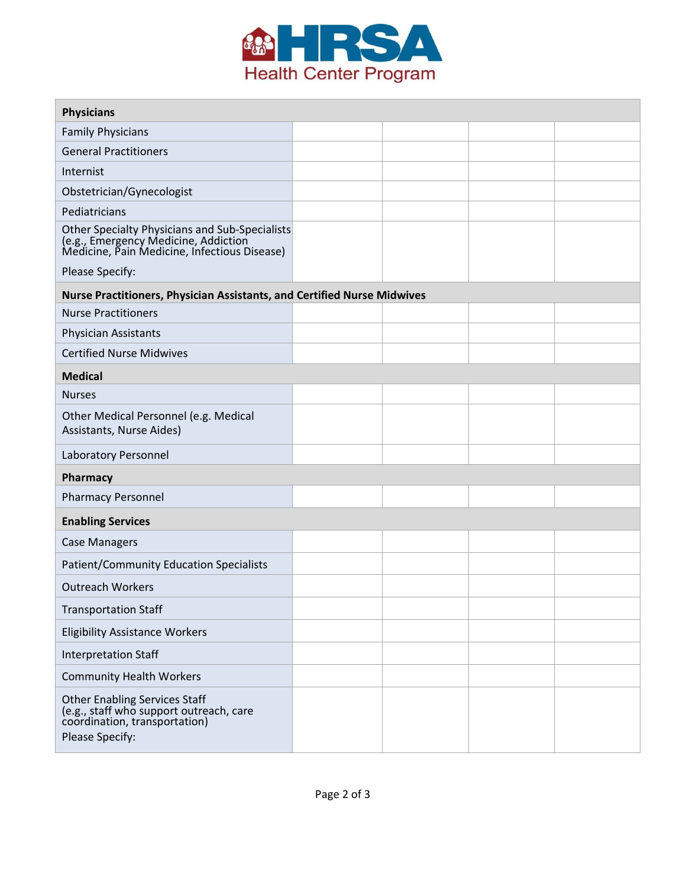| Physicians | | | | |
|---|---|---|---|---|
| Family Physicians | | | | |
| General Practitioners | | | | |
| Internist | | | | |
| Obstetrician/Gynecologist | | | | |
| Pediatricians | | | | |
| Other Specialty Physicians and Sub-Specialists (e.g., Emergency Medicine, Addiction Medicine, Pain Medicine, Infectious Disease) Please Specify: | | | | |
| **Nurse Practitioners, Physician Assistants, and Certified Nurse Midwives** | | | | |
| Nurse Practitioners | | | | |
| Physician Assistants | | | | |
| Certified Nurse Midwives | | | | |
| **Medical** | | | | |
| Nurses | | | | |
| Other Medical Personnel (e.g. Medical Assistants, Nurse Aides) | | | | |
| Laboratory Personnel | | | | |
| **Pharmacy** | | | | |
| Pharmacy Personnel | | | | |
| **Enabling Services** | | | | |
| Case Managers | | | | |
| Patient/Community Education Specialists | | | | |
| Outreach Workers | | | | |
| Transportation Staff | | | | |
| Eligibility Assistance Workers | | | | |
| Interpretation Staff | | | | |
| Community Health Workers | | | | |
| Other Enabling Services Staff (e.g., staff who support outreach, care coordination, transportation) Please Specify: | | | | |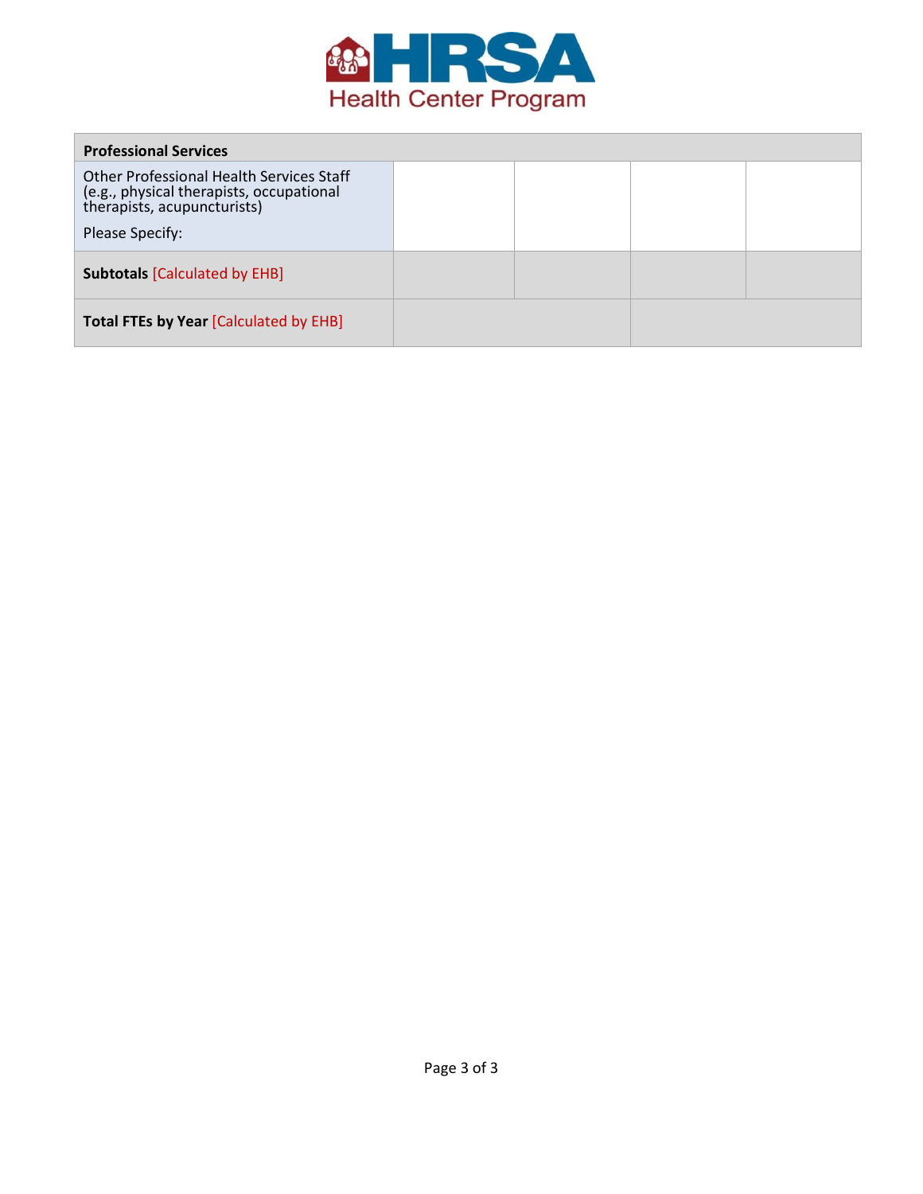| Professional Services | | | | |
|---|---|---|---|---|
| Other Professional Health Services Staff (e.g., physical therapists, occupational therapists, acupuncturists)<br><br>Please Specify: | | | | |
| **Subtotals** [Calculated by EHB] | | | | |
| **Total FTEs by Year** [Calculated by EHB] | | | | |